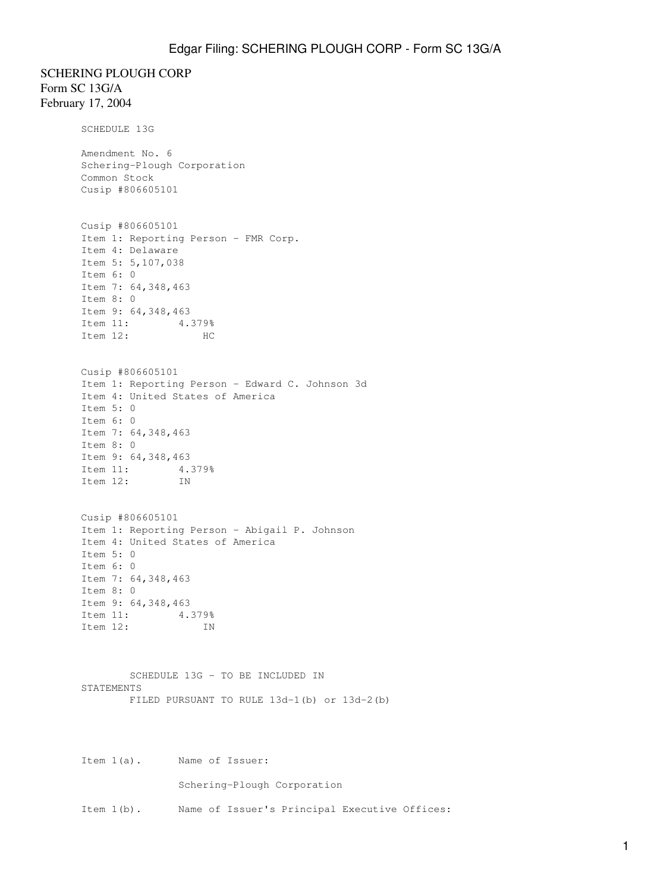SCHERING PLOUGH CORP
Form SC 13G/A
February 17, 2004

SCHEDULE 13G

Amendment No. 6
Schering-Plough Corporation
Common Stock
Cusip #806605101

Cusip #806605101
Item 1: Reporting Person - FMR Corp.
Item 4: Delaware
Item 5: 5,107,038
Item 6: 0
Item 7: 64,348,463
Item 8: 0
Item 9: 64,348,463
Item 11: 4.379%
Item 12: HC

Cusip #806605101
Item 1: Reporting Person - Edward C. Johnson 3d
Item 4: United States of America
Item 5: 0
Item 6: 0
Item 7: 64,348,463
Item 8: 0
Item 9: 64,348,463
Item 11: 4.379%
Item 12: IN

Cusip #806605101
Item 1: Reporting Person - Abigail P. Johnson
Item 4: United States of America
Item 5: 0
Item 6: 0
Item 7: 64,348,463
Item 8: 0
Item 9: 64,348,463
Item 11: 4.379%
Item 12: IN

SCHEDULE 13G - TO BE INCLUDED IN STATEMENTS FILED PURSUANT TO RULE 13d-1(b) or 13d-2(b)

Item 1(a). Name of Issuer:

Schering-Plough Corporation

Item 1(b). Name of Issuer's Principal Executive Offices: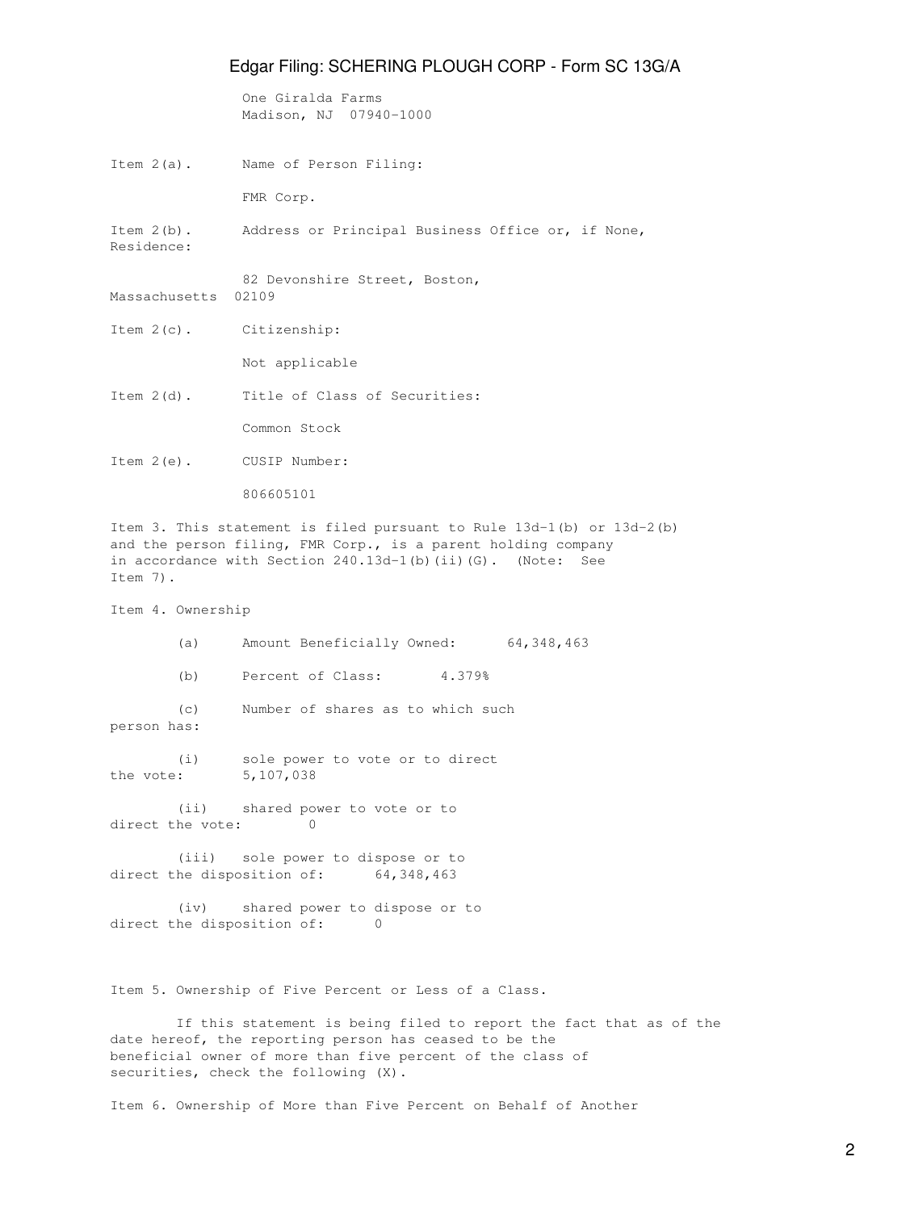One Giralda Farms
Madison, NJ 07940-1000

Item 2(a). Name of Person Filing:

FMR Corp.

Item 2(b). Address or Principal Business Office or, if None, Residence:

82 Devonshire Street, Boston, Massachusetts 02109

Item 2(c). Citizenship:

Not applicable

Item 2(d). Title of Class of Securities:

Common Stock

Item 2(e). CUSIP Number:

806605101

Item 3. This statement is filed pursuant to Rule 13d-1(b) or 13d-2(b) and the person filing, FMR Corp., is a parent holding company in accordance with Section 240.13d-1(b)(ii)(G). (Note: See Item 7).

Item 4. Ownership

(a) Amount Beneficially Owned: 64,348,463

(b) Percent of Class: 4.379%

(c) Number of shares as to which such person has:

(i) sole power to vote or to direct the vote: 5,107,038

(ii) shared power to vote or to direct the vote: 0

(iii) sole power to dispose or to direct the disposition of: 64,348,463

(iv) shared power to dispose or to direct the disposition of: 0

Item 5. Ownership of Five Percent or Less of a Class.

If this statement is being filed to report the fact that as of the date hereof, the reporting person has ceased to be the beneficial owner of more than five percent of the class of securities, check the following (X).

Item 6. Ownership of More than Five Percent on Behalf of Another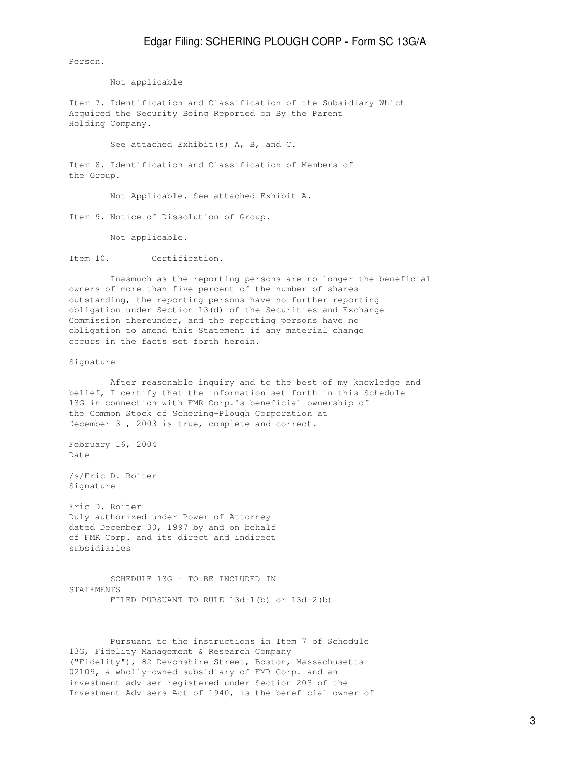Person.

Not applicable

Item 7. Identification and Classification of the Subsidiary Which Acquired the Security Being Reported on By the Parent Holding Company.

See attached Exhibit(s) A, B, and C.

Item 8. Identification and Classification of Members of the Group.

Not Applicable. See attached Exhibit A.

Item 9. Notice of Dissolution of Group.

Not applicable.

Item 10. Certification.

Inasmuch as the reporting persons are no longer the beneficial owners of more than five percent of the number of shares outstanding, the reporting persons have no further reporting obligation under Section 13(d) of the Securities and Exchange Commission thereunder, and the reporting persons have no obligation to amend this Statement if any material change occurs in the facts set forth herein.

Signature

After reasonable inquiry and to the best of my knowledge and belief, I certify that the information set forth in this Schedule 13G in connection with FMR Corp.'s beneficial ownership of the Common Stock of Schering-Plough Corporation at December 31, 2003 is true, complete and correct.

February 16, 2004
Date

/s/Eric D. Roiter
Signature

Eric D. Roiter
Duly authorized under Power of Attorney dated December 30, 1997 by and on behalf of FMR Corp. and its direct and indirect subsidiaries

SCHEDULE 13G - TO BE INCLUDED IN STATEMENTS
FILED PURSUANT TO RULE 13d-1(b) or 13d-2(b)

Pursuant to the instructions in Item 7 of Schedule 13G, Fidelity Management & Research Company ("Fidelity"), 82 Devonshire Street, Boston, Massachusetts 02109, a wholly-owned subsidiary of FMR Corp. and an investment adviser registered under Section 203 of the Investment Advisers Act of 1940, is the beneficial owner of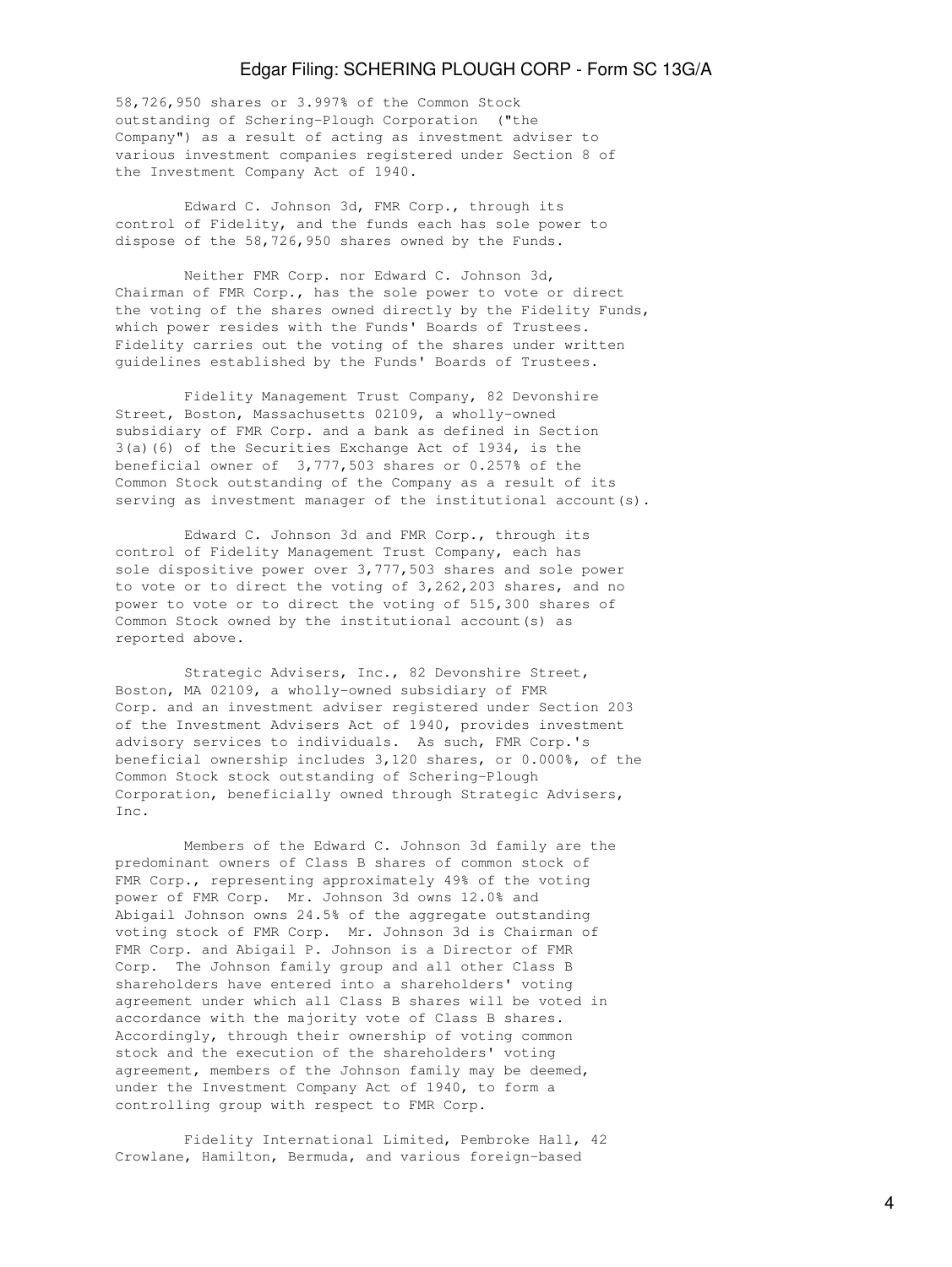58,726,950 shares or 3.997% of the Common Stock outstanding of Schering-Plough Corporation ("the Company") as a result of acting as investment adviser to various investment companies registered under Section 8 of the Investment Company Act of 1940.

Edward C. Johnson 3d, FMR Corp., through its control of Fidelity, and the funds each has sole power to dispose of the 58,726,950 shares owned by the Funds.

Neither FMR Corp. nor Edward C. Johnson 3d, Chairman of FMR Corp., has the sole power to vote or direct the voting of the shares owned directly by the Fidelity Funds, which power resides with the Funds' Boards of Trustees. Fidelity carries out the voting of the shares under written guidelines established by the Funds' Boards of Trustees.

Fidelity Management Trust Company, 82 Devonshire Street, Boston, Massachusetts 02109, a wholly-owned subsidiary of FMR Corp. and a bank as defined in Section 3(a)(6) of the Securities Exchange Act of 1934, is the beneficial owner of 3,777,503 shares or 0.257% of the Common Stock outstanding of the Company as a result of its serving as investment manager of the institutional account(s).

Edward C. Johnson 3d and FMR Corp., through its control of Fidelity Management Trust Company, each has sole dispositive power over 3,777,503 shares and sole power to vote or to direct the voting of 3,262,203 shares, and no power to vote or to direct the voting of 515,300 shares of Common Stock owned by the institutional account(s) as reported above.

Strategic Advisers, Inc., 82 Devonshire Street, Boston, MA 02109, a wholly-owned subsidiary of FMR Corp. and an investment adviser registered under Section 203 of the Investment Advisers Act of 1940, provides investment advisory services to individuals. As such, FMR Corp.'s beneficial ownership includes 3,120 shares, or 0.000%, of the Common Stock stock outstanding of Schering-Plough Corporation, beneficially owned through Strategic Advisers, Inc.

Members of the Edward C. Johnson 3d family are the predominant owners of Class B shares of common stock of FMR Corp., representing approximately 49% of the voting power of FMR Corp. Mr. Johnson 3d owns 12.0% and Abigail Johnson owns 24.5% of the aggregate outstanding voting stock of FMR Corp. Mr. Johnson 3d is Chairman of FMR Corp. and Abigail P. Johnson is a Director of FMR Corp. The Johnson family group and all other Class B shareholders have entered into a shareholders' voting agreement under which all Class B shares will be voted in accordance with the majority vote of Class B shares. Accordingly, through their ownership of voting common stock and the execution of the shareholders' voting agreement, members of the Johnson family may be deemed, under the Investment Company Act of 1940, to form a controlling group with respect to FMR Corp.

Fidelity International Limited, Pembroke Hall, 42 Crowlane, Hamilton, Bermuda, and various foreign-based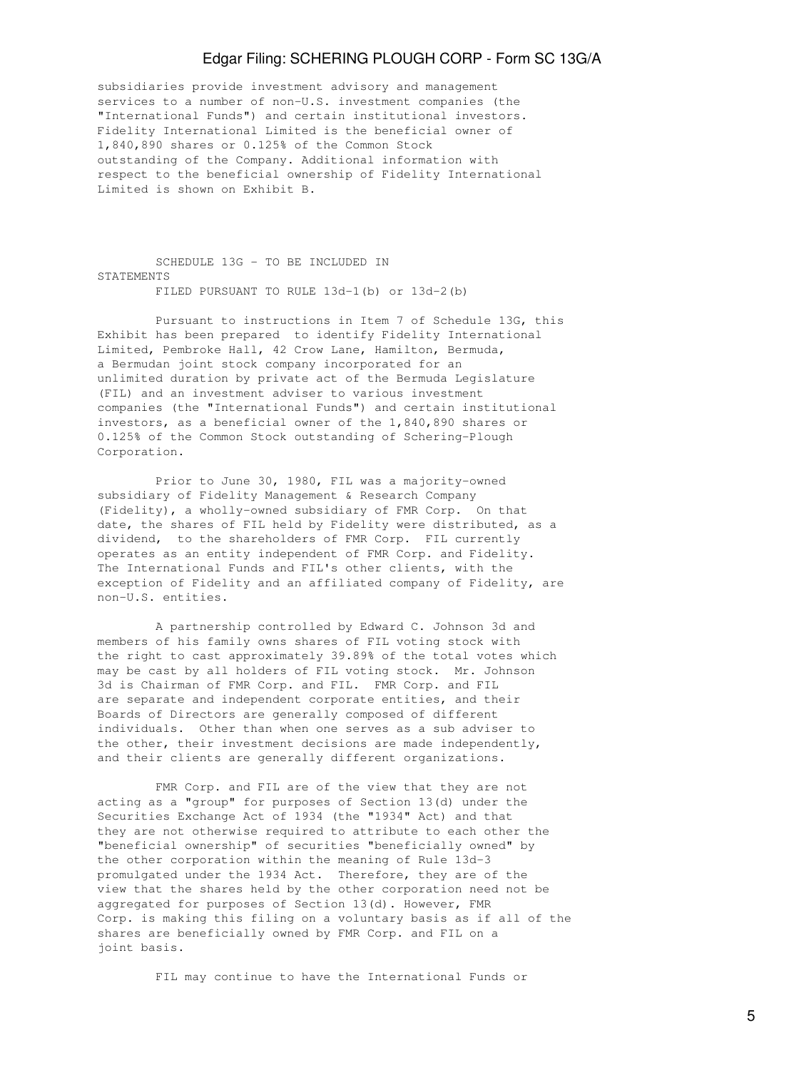subsidiaries provide investment advisory and management services to a number of non-U.S. investment companies (the "International Funds") and certain institutional investors. Fidelity International Limited is the beneficial owner of 1,840,890 shares or 0.125% of the Common Stock outstanding of the Company. Additional information with respect to the beneficial ownership of Fidelity International Limited is shown on Exhibit B.

SCHEDULE 13G - TO BE INCLUDED IN STATEMENTS
FILED PURSUANT TO RULE 13d-1(b) or 13d-2(b)

Pursuant to instructions in Item 7 of Schedule 13G, this Exhibit has been prepared to identify Fidelity International Limited, Pembroke Hall, 42 Crow Lane, Hamilton, Bermuda, a Bermudan joint stock company incorporated for an unlimited duration by private act of the Bermuda Legislature (FIL) and an investment adviser to various investment companies (the "International Funds") and certain institutional investors, as a beneficial owner of the 1,840,890 shares or 0.125% of the Common Stock outstanding of Schering-Plough Corporation.

Prior to June 30, 1980, FIL was a majority-owned subsidiary of Fidelity Management & Research Company (Fidelity), a wholly-owned subsidiary of FMR Corp. On that date, the shares of FIL held by Fidelity were distributed, as a dividend, to the shareholders of FMR Corp. FIL currently operates as an entity independent of FMR Corp. and Fidelity. The International Funds and FIL's other clients, with the exception of Fidelity and an affiliated company of Fidelity, are non-U.S. entities.

A partnership controlled by Edward C. Johnson 3d and members of his family owns shares of FIL voting stock with the right to cast approximately 39.89% of the total votes which may be cast by all holders of FIL voting stock. Mr. Johnson 3d is Chairman of FMR Corp. and FIL. FMR Corp. and FIL are separate and independent corporate entities, and their Boards of Directors are generally composed of different individuals. Other than when one serves as a sub adviser to the other, their investment decisions are made independently, and their clients are generally different organizations.

FMR Corp. and FIL are of the view that they are not acting as a "group" for purposes of Section 13(d) under the Securities Exchange Act of 1934 (the "1934" Act) and that they are not otherwise required to attribute to each other the "beneficial ownership" of securities "beneficially owned" by the other corporation within the meaning of Rule 13d-3 promulgated under the 1934 Act. Therefore, they are of the view that the shares held by the other corporation need not be aggregated for purposes of Section 13(d). However, FMR Corp. is making this filing on a voluntary basis as if all of the shares are beneficially owned by FMR Corp. and FIL on a joint basis.

FIL may continue to have the International Funds or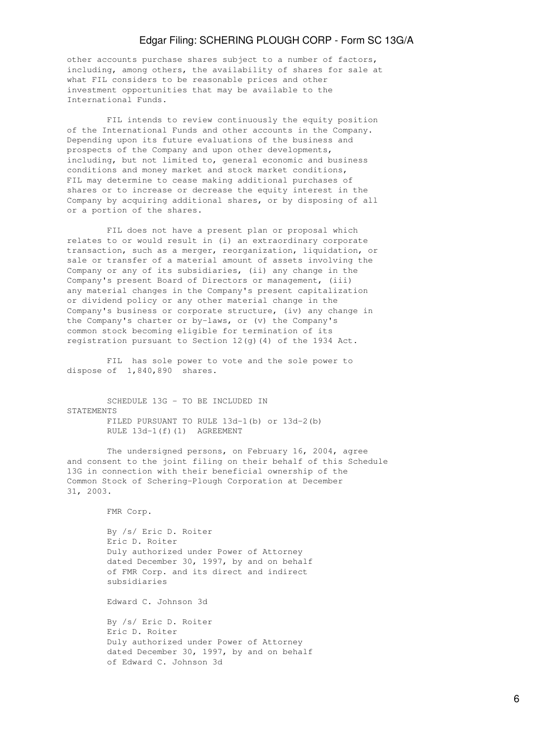other accounts purchase shares subject to a number of factors, including, among others, the availability of shares for sale at what FIL considers to be reasonable prices and other investment opportunities that may be available to the International Funds.

FIL intends to review continuously the equity position of the International Funds and other accounts in the Company. Depending upon its future evaluations of the business and prospects of the Company and upon other developments, including, but not limited to, general economic and business conditions and money market and stock market conditions, FIL may determine to cease making additional purchases of shares or to increase or decrease the equity interest in the Company by acquiring additional shares, or by disposing of all or a portion of the shares.

FIL does not have a present plan or proposal which relates to or would result in (i) an extraordinary corporate transaction, such as a merger, reorganization, liquidation, or sale or transfer of a material amount of assets involving the Company or any of its subsidiaries, (ii) any change in the Company's present Board of Directors or management, (iii) any material changes in the Company's present capitalization or dividend policy or any other material change in the Company's business or corporate structure, (iv) any change in the Company's charter or by-laws, or (v) the Company's common stock becoming eligible for termination of its registration pursuant to Section 12(g)(4) of the 1934 Act.

FIL has sole power to vote and the sole power to dispose of 1,840,890 shares.

SCHEDULE 13G - TO BE INCLUDED IN STATEMENTS
FILED PURSUANT TO RULE 13d-1(b) or 13d-2(b)
RULE 13d-1(f)(1) AGREEMENT

The undersigned persons, on February 16, 2004, agree and consent to the joint filing on their behalf of this Schedule 13G in connection with their beneficial ownership of the Common Stock of Schering-Plough Corporation at December 31, 2003.

FMR Corp.

By /s/ Eric D. Roiter
Eric D. Roiter
Duly authorized under Power of Attorney dated December 30, 1997, by and on behalf of FMR Corp. and its direct and indirect subsidiaries

Edward C. Johnson 3d

By /s/ Eric D. Roiter
Eric D. Roiter
Duly authorized under Power of Attorney dated December 30, 1997, by and on behalf of Edward C. Johnson 3d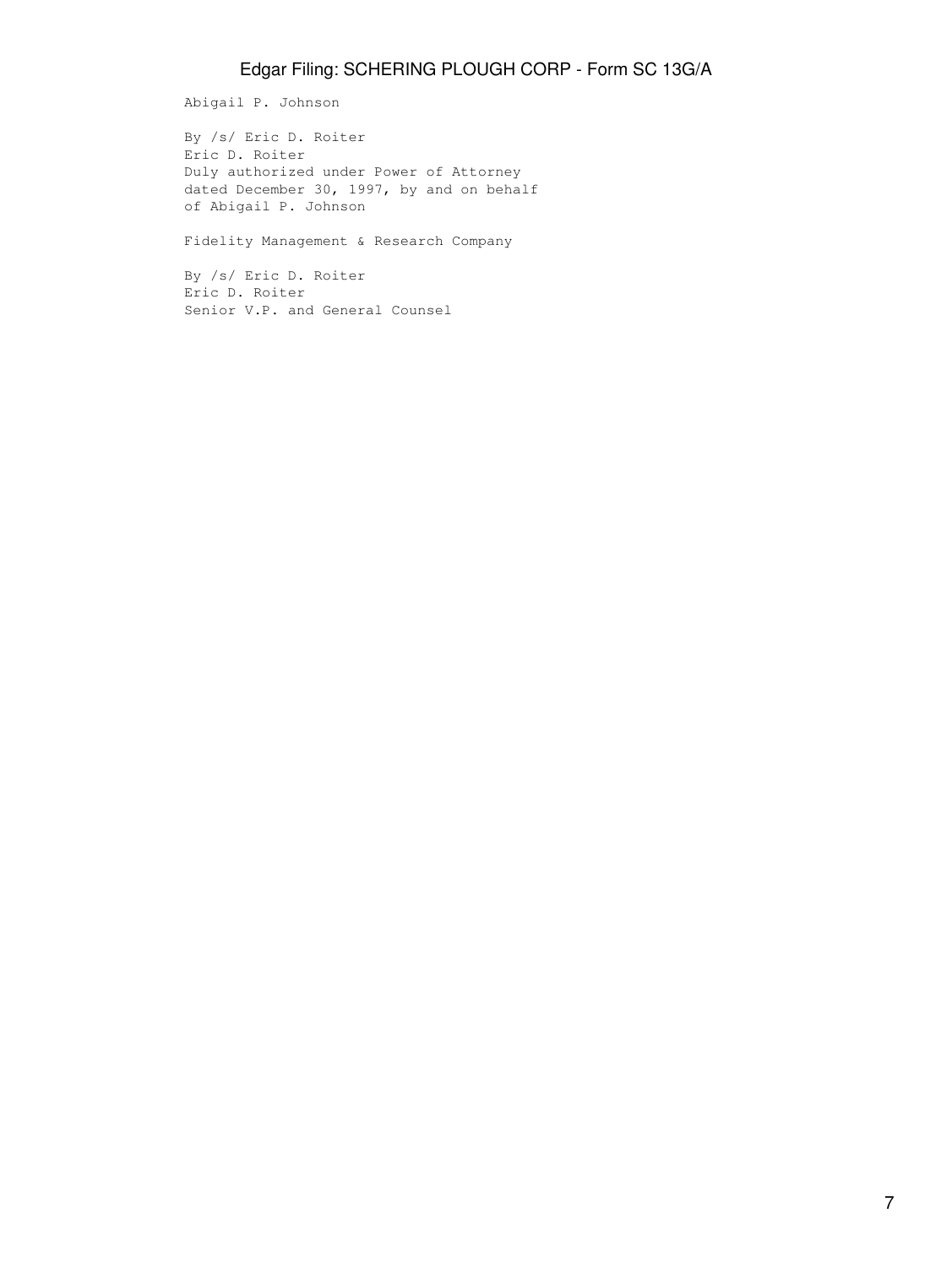Abigail P. Johnson

By /s/ Eric D. Roiter
Eric D. Roiter
Duly authorized under Power of Attorney
dated December 30, 1997, by and on behalf
of Abigail P. Johnson

Fidelity Management & Research Company

By /s/ Eric D. Roiter
Eric D. Roiter
Senior V.P. and General Counsel